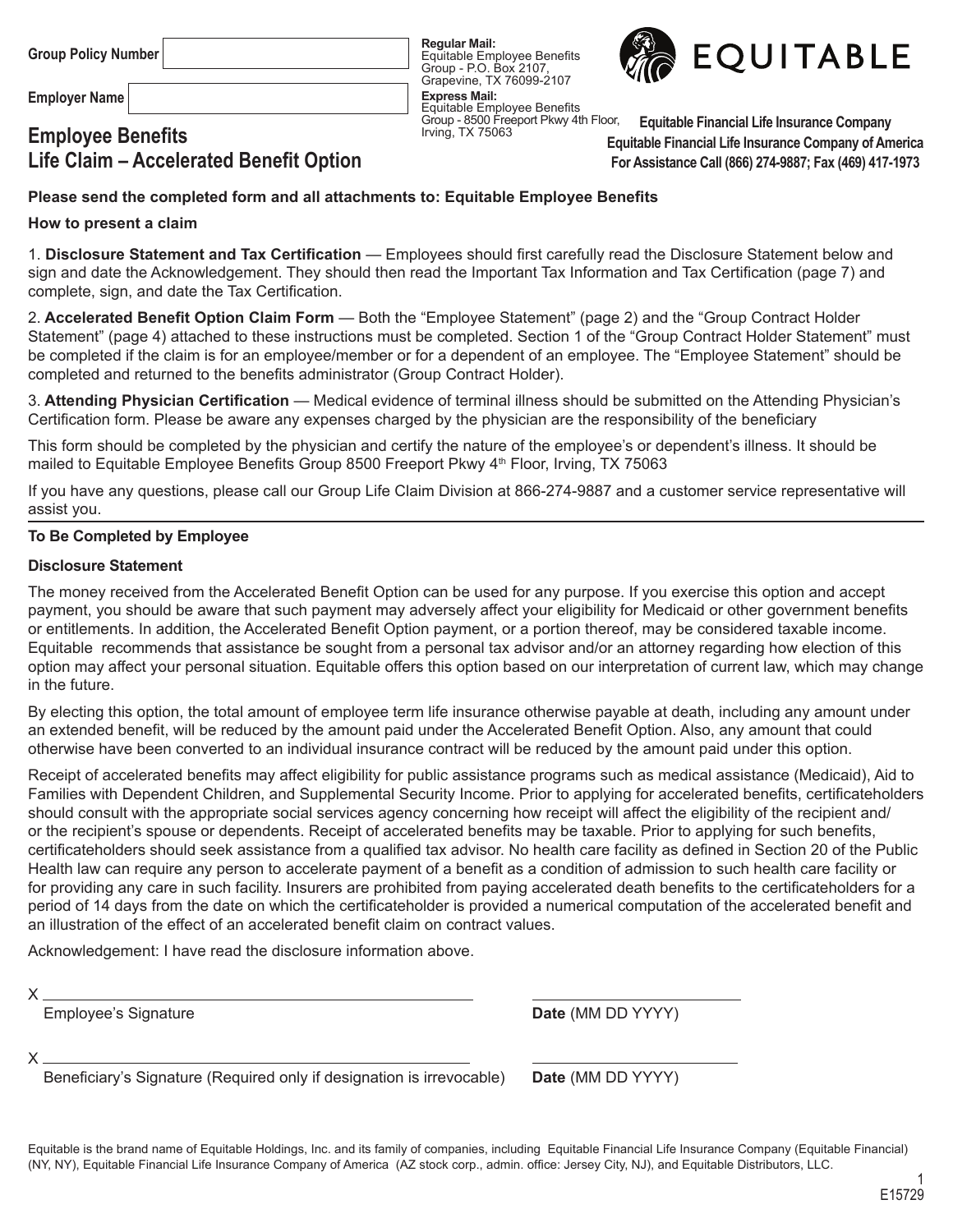Group Policy Number

Employer Name

**Regular Mail:**
Equitable Employee Benefits Group - P.O. Box 2107, Grapevine, TX 76099-2107
**Express Mail:**
Equitable Employee Benefits Group - 8500 Freeport Pkwy 4th Floor, Irving, TX 75063

EQUITABLE

**Equitable Financial Life Insurance Company**
**Equitable Financial Life Insurance Company of America**
**For Assistance Call (866) 274-9887; Fax (469) 417-1973**

# Employee Benefits
# Life Claim – Accelerated Benefit Option

**Please send the completed form and all attachments to: Equitable Employee Benefits**

**How to present a claim**

1. **Disclosure Statement and Tax Certification** — Employees should first carefully read the Disclosure Statement below and sign and date the Acknowledgement. They should then read the Important Tax Information and Tax Certification (page 7) and complete, sign, and date the Tax Certification.

2. **Accelerated Benefit Option Claim Form** — Both the "Employee Statement" (page 2) and the "Group Contract Holder Statement" (page 4) attached to these instructions must be completed. Section 1 of the "Group Contract Holder Statement" must be completed if the claim is for an employee/member or for a dependent of an employee. The "Employee Statement" should be completed and returned to the benefits administrator (Group Contract Holder).

3. **Attending Physician Certification** — Medical evidence of terminal illness should be submitted on the Attending Physician's Certification form. Please be aware any expenses charged by the physician are the responsibility of the beneficiary

This form should be completed by the physician and certify the nature of the employee's or dependent's illness. It should be mailed to Equitable Employee Benefits Group 8500 Freeport Pkwy 4th Floor, Irving, TX 75063

If you have any questions, please call our Group Life Claim Division at 866-274-9887 and a customer service representative will assist you.

---

**To Be Completed by Employee**

**Disclosure Statement**

The money received from the Accelerated Benefit Option can be used for any purpose. If you exercise this option and accept payment, you should be aware that such payment may adversely affect your eligibility for Medicaid or other government benefits or entitlements. In addition, the Accelerated Benefit Option payment, or a portion thereof, may be considered taxable income. Equitable recommends that assistance be sought from a personal tax advisor and/or an attorney regarding how election of this option may affect your personal situation. Equitable offers this option based on our interpretation of current law, which may change in the future.

By electing this option, the total amount of employee term life insurance otherwise payable at death, including any amount under an extended benefit, will be reduced by the amount paid under the Accelerated Benefit Option. Also, any amount that could otherwise have been converted to an individual insurance contract will be reduced by the amount paid under this option.

Receipt of accelerated benefits may affect eligibility for public assistance programs such as medical assistance (Medicaid), Aid to Families with Dependent Children, and Supplemental Security Income. Prior to applying for accelerated benefits, certificateholders should consult with the appropriate social services agency concerning how receipt will affect the eligibility of the recipient and/or the recipient's spouse or dependents. Receipt of accelerated benefits may be taxable. Prior to applying for such benefits, certificateholders should seek assistance from a qualified tax advisor. No health care facility as defined in Section 20 of the Public Health law can require any person to accelerate payment of a benefit as a condition of admission to such health care facility or for providing any care in such facility. Insurers are prohibited from paying accelerated death benefits to the certificateholders for a period of 14 days from the date on which the certificateholder is provided a numerical computation of the accelerated benefit and an illustration of the effect of an accelerated benefit claim on contract values.

Acknowledgement: I have read the disclosure information above.

X ______________________________ Employee's Signature &nbsp;&nbsp;&nbsp; ______________ **Date** (MM DD YYYY)

X ______________________________ Beneficiary's Signature (Required only if designation is irrevocable) &nbsp;&nbsp;&nbsp; ______________ **Date** (MM DD YYYY)

Equitable is the brand name of Equitable Holdings, Inc. and its family of companies, including Equitable Financial Life Insurance Company (Equitable Financial) (NY, NY), Equitable Financial Life Insurance Company of America (AZ stock corp., admin. office: Jersey City, NJ), and Equitable Distributors, LLC.

E15729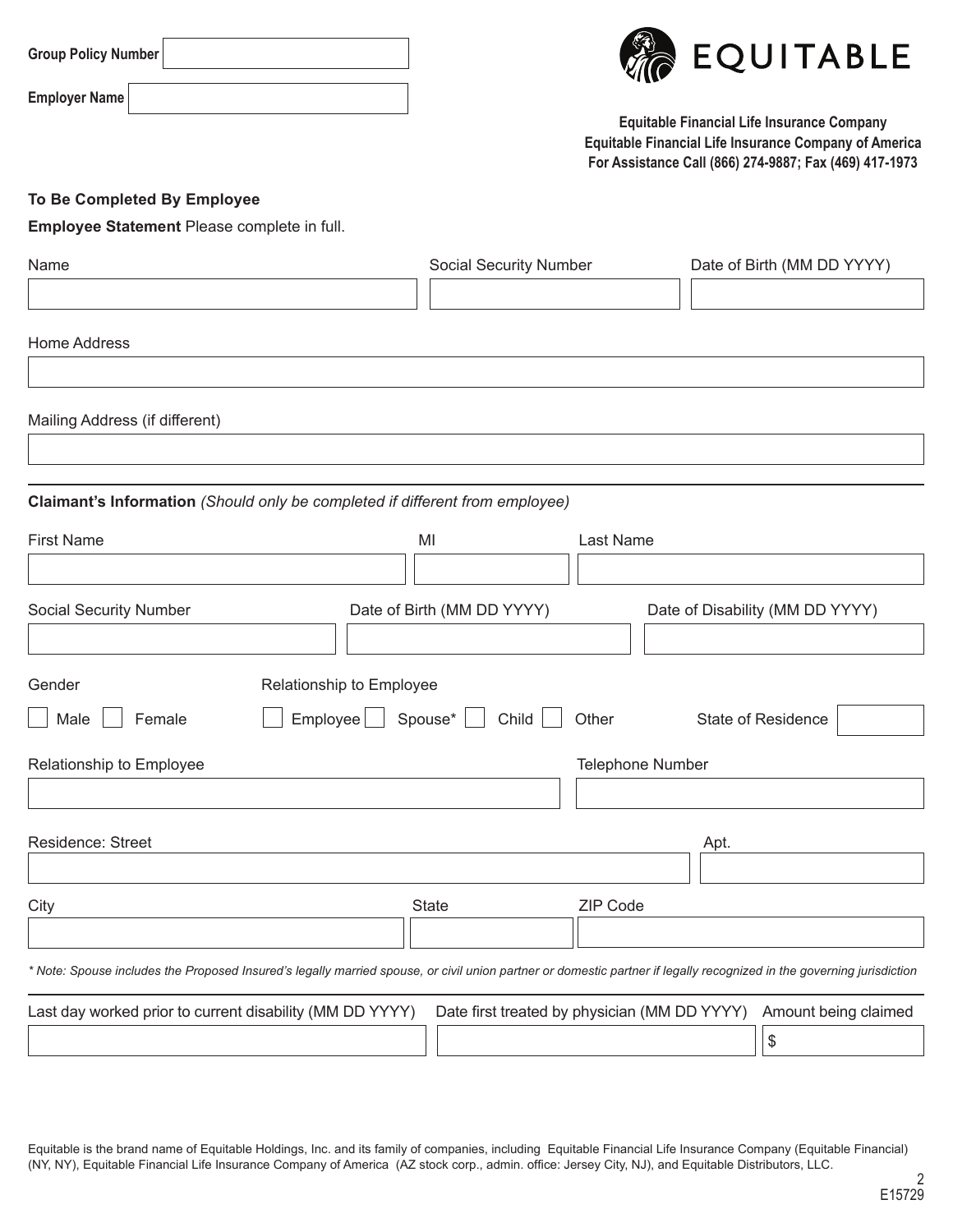**Group Policy Number** ____________________

**Employer Name** ____________________

**EQUITABLE**

**Equitable Financial Life Insurance Company**
**Equitable Financial Life Insurance Company of America**
**For Assistance Call (866) 274-9887; Fax (469) 417-1973**

### To Be Completed By Employee

**Employee Statement** Please complete in full.

| Name | Social Security Number | Date of Birth (MM DD YYYY) |
|---|---|---|
| | | |

Home Address

____________________

Mailing Address (if different)

____________________

---

**Claimant's Information** *(Should only be completed if different from employee)*

| First Name | MI | Last Name |
|---|---|---|
| | | |

| Social Security Number | Date of Birth (MM DD YYYY) | Date of Disability (MM DD YYYY) |
|---|---|---|
| | | |

Gender

☐ Male ☐ Female

Relationship to Employee

☐ Employee ☐ Spouse* ☐ Child ☐ Other

State of Residence ____________________

| Relationship to Employee | Telephone Number |
|---|---|
| | |

| Residence: Street | Apt. |
|---|---|
| | |

| City | State | ZIP Code |
|---|---|---|
| | | |

*\* Note: Spouse includes the Proposed Insured's legally married spouse, or civil union partner or domestic partner if legally recognized in the governing jurisdiction*

---

| Last day worked prior to current disability (MM DD YYYY) | Date first treated by physician (MM DD YYYY) | Amount being claimed |
|---|---|---|
| | | $ |

Equitable is the brand name of Equitable Holdings, Inc. and its family of companies, including Equitable Financial Life Insurance Company (Equitable Financial) (NY, NY), Equitable Financial Life Insurance Company of America (AZ stock corp., admin. office: Jersey City, NJ), and Equitable Distributors, LLC.

E15729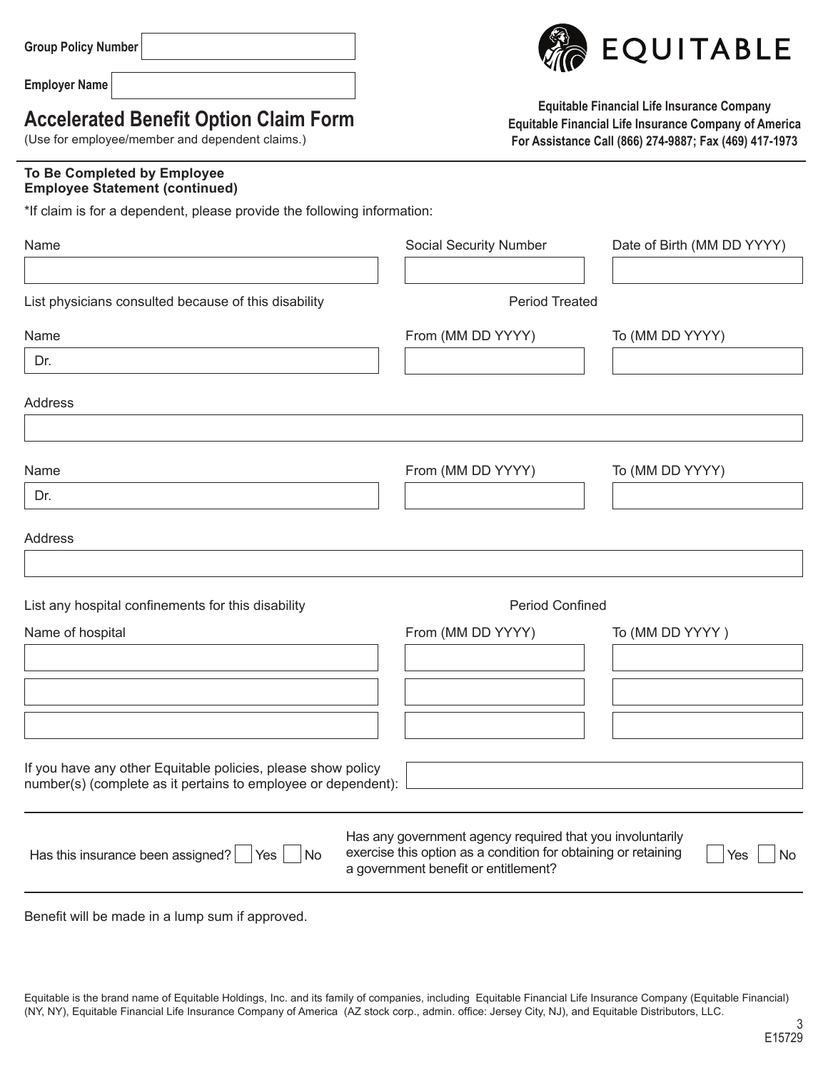**Group Policy Number** 

**Employer Name** 

# Accelerated Benefit Option Claim Form

(Use for employee/member and dependent claims.)

**EQUITABLE**

**Equitable Financial Life Insurance Company**
**Equitable Financial Life Insurance Company of America**
**For Assistance Call (866) 274-9887; Fax (469) 417-1973**

**To Be Completed by Employee**
**Employee Statement (continued)**

*If claim is for a dependent, please provide the following information:

| Name | Social Security Number | Date of Birth (MM DD YYYY) |
|---|---|---|
| | | |

List physicians consulted because of this disability — Period Treated

| Name | From (MM DD YYYY) | To (MM DD YYYY) |
|---|---|---|
| Dr. | | |

Address

| Name | From (MM DD YYYY) | To (MM DD YYYY) |
|---|---|---|
| Dr. | | |

Address

List any hospital confinements for this disability — Period Confined

| Name of hospital | From (MM DD YYYY) | To (MM DD YYYY ) |
|---|---|---|
| | | |
| | | |
| | | |

If you have any other Equitable policies, please show policy number(s) (complete as it pertains to employee or dependent):

Has this insurance been assigned? ☐ Yes ☐ No

Has any government agency required that you involuntarily exercise this option as a condition for obtaining or retaining a government benefit or entitlement? ☐ Yes ☐ No

Benefit will be made in a lump sum if approved.

Equitable is the brand name of Equitable Holdings, Inc. and its family of companies, including Equitable Financial Life Insurance Company (Equitable Financial) (NY, NY), Equitable Financial Life Insurance Company of America (AZ stock corp., admin. office: Jersey City, NJ), and Equitable Distributors, LLC.

E15729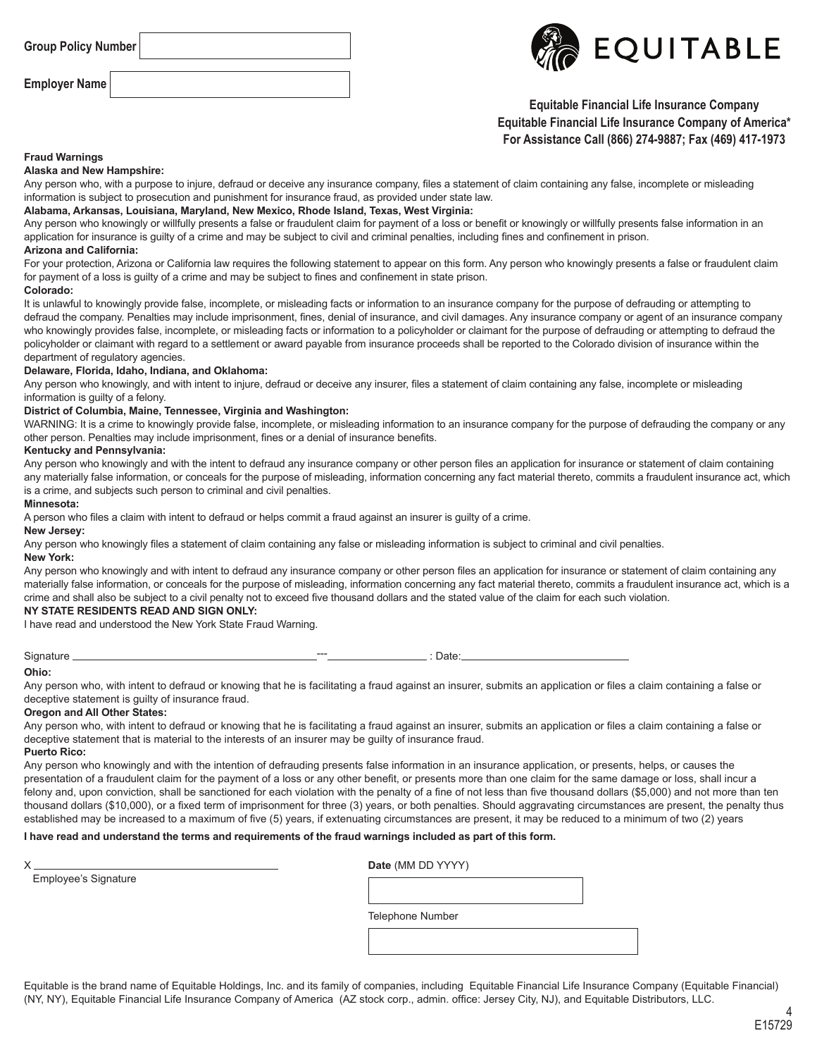Group Policy Number ____________________

Employer Name ____________________

EQUITABLE

**Equitable Financial Life Insurance Company**
**Equitable Financial Life Insurance Company of America***
**For Assistance Call (866) 274-9887; Fax (469) 417-1973**

**Fraud Warnings**

**Alaska and New Hampshire:**

Any person who, with a purpose to injure, defraud or deceive any insurance company, files a statement of claim containing any false, incomplete or misleading information is subject to prosecution and punishment for insurance fraud, as provided under state law.

**Alabama, Arkansas, Louisiana, Maryland, New Mexico, Rhode Island, Texas, West Virginia:**

Any person who knowingly or willfully presents a false or fraudulent claim for payment of a loss or benefit or knowingly or willfully presents false information in an application for insurance is guilty of a crime and may be subject to civil and criminal penalties, including fines and confinement in prison.

**Arizona and California:**

For your protection, Arizona or California law requires the following statement to appear on this form. Any person who knowingly presents a false or fraudulent claim for payment of a loss is guilty of a crime and may be subject to fines and confinement in state prison.

**Colorado:**

It is unlawful to knowingly provide false, incomplete, or misleading facts or information to an insurance company for the purpose of defrauding or attempting to defraud the company. Penalties may include imprisonment, fines, denial of insurance, and civil damages. Any insurance company or agent of an insurance company who knowingly provides false, incomplete, or misleading facts or information to a policyholder or claimant for the purpose of defrauding or attempting to defraud the policyholder or claimant with regard to a settlement or award payable from insurance proceeds shall be reported to the Colorado division of insurance within the department of regulatory agencies.

**Delaware, Florida, Idaho, Indiana, and Oklahoma:**

Any person who knowingly, and with intent to injure, defraud or deceive any insurer, files a statement of claim containing any false, incomplete or misleading information is guilty of a felony.

**District of Columbia, Maine, Tennessee, Virginia and Washington:**

WARNING: It is a crime to knowingly provide false, incomplete, or misleading information to an insurance company for the purpose of defrauding the company or any other person. Penalties may include imprisonment, fines or a denial of insurance benefits.

**Kentucky and Pennsylvania:**

Any person who knowingly and with the intent to defraud any insurance company or other person files an application for insurance or statement of claim containing any materially false information, or conceals for the purpose of misleading, information concerning any fact material thereto, commits a fraudulent insurance act, which is a crime, and subjects such person to criminal and civil penalties.

**Minnesota:**

A person who files a claim with intent to defraud or helps commit a fraud against an insurer is guilty of a crime.

**New Jersey:**

Any person who knowingly files a statement of claim containing any false or misleading information is subject to criminal and civil penalties.

**New York:**

Any person who knowingly and with intent to defraud any insurance company or other person files an application for insurance or statement of claim containing any materially false information, or conceals for the purpose of misleading, information concerning any fact material thereto, commits a fraudulent insurance act, which is a crime and shall also be subject to a civil penalty not to exceed five thousand dollars and the stated value of the claim for each such violation.

**NY STATE RESIDENTS READ AND SIGN ONLY:**

I have read and understood the New York State Fraud Warning.

Signature ____________________---____________ : Date: ____________________

**Ohio:**

Any person who, with intent to defraud or knowing that he is facilitating a fraud against an insurer, submits an application or files a claim containing a false or deceptive statement is guilty of insurance fraud.

**Oregon and All Other States:**

Any person who, with intent to defraud or knowing that he is facilitating a fraud against an insurer, submits an application or files a claim containing a false or deceptive statement that is material to the interests of an insurer may be guilty of insurance fraud.

**Puerto Rico:**

Any person who knowingly and with the intention of defrauding presents false information in an insurance application, or presents, helps, or causes the presentation of a fraudulent claim for the payment of a loss or any other benefit, or presents more than one claim for the same damage or loss, shall incur a felony and, upon conviction, shall be sanctioned for each violation with the penalty of a fine of not less than five thousand dollars ($5,000) and not more than ten thousand dollars ($10,000), or a fixed term of imprisonment for three (3) years, or both penalties. Should aggravating circumstances are present, the penalty thus established may be increased to a maximum of five (5) years, if extenuating circumstances are present, it may be reduced to a minimum of two (2) years

**I have read and understand the terms and requirements of the fraud warnings included as part of this form.**

X ____________________
Employee's Signature

**Date** (MM DD YYYY) ____________________

Telephone Number ____________________

Equitable is the brand name of Equitable Holdings, Inc. and its family of companies, including Equitable Financial Life Insurance Company (Equitable Financial) (NY, NY), Equitable Financial Life Insurance Company of America (AZ stock corp., admin. office: Jersey City, NJ), and Equitable Distributors, LLC.

E15729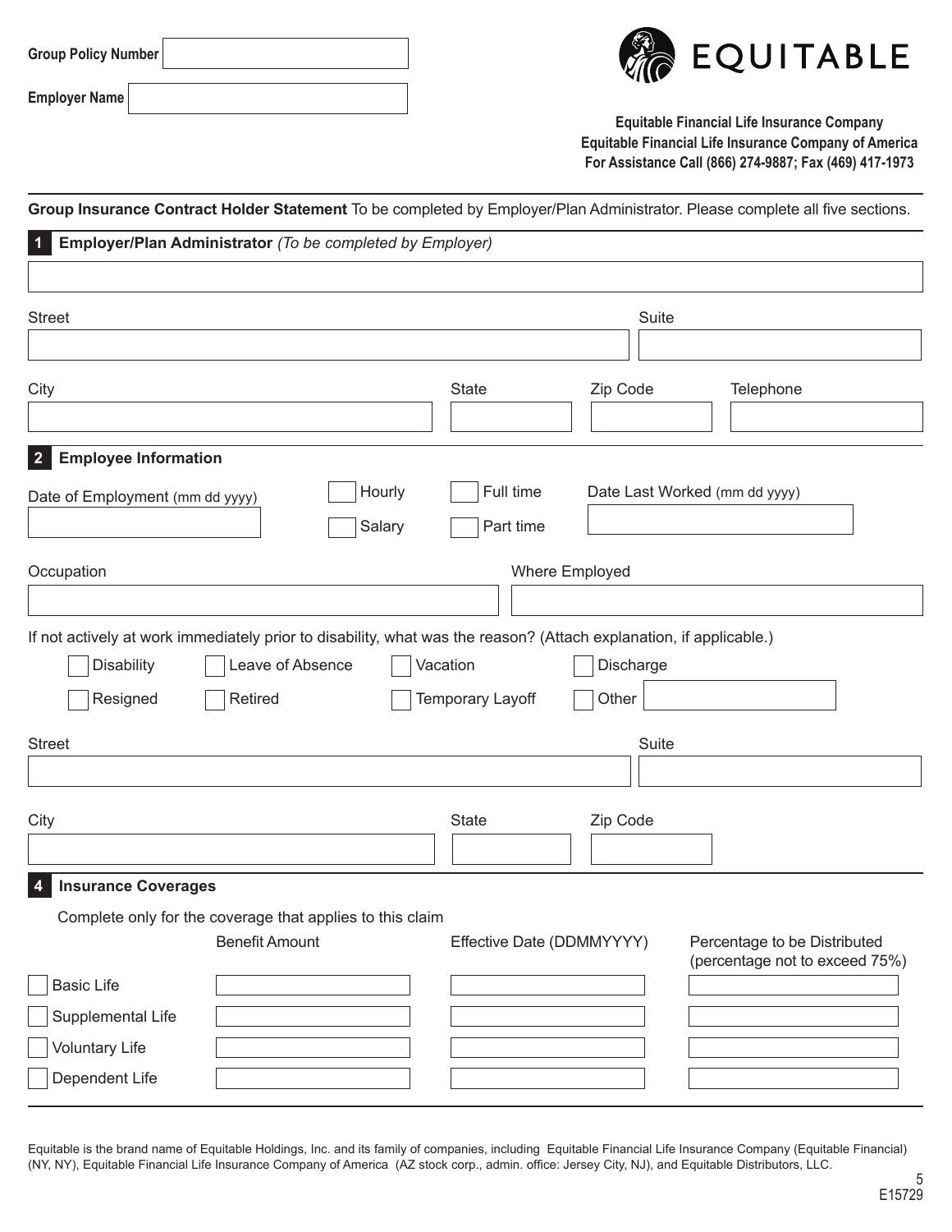Group Policy Number

Employer Name

EQUITABLE

**Equitable Financial Life Insurance Company**
**Equitable Financial Life Insurance Company of America**
**For Assistance Call (866) 274-9887; Fax (469) 417-1973**

**Group Insurance Contract Holder Statement** To be completed by Employer/Plan Administrator. Please complete all five sections.

## 1 Employer/Plan Administrator *(To be completed by Employer)*

Street

Suite

City

State

Zip Code

Telephone

## 2 Employee Information

Date of Employment (mm dd yyyy)

☐ Hourly ☐ Salary

☐ Full time ☐ Part time

Date Last Worked (mm dd yyyy)

Occupation

Where Employed

If not actively at work immediately prior to disability, what was the reason? (Attach explanation, if applicable.)

☐ Disability ☐ Leave of Absence ☐ Vacation ☐ Discharge

☐ Resigned ☐ Retired ☐ Temporary Layoff ☐ Other

Street

Suite

City

State

Zip Code

## 4 Insurance Coverages

Complete only for the coverage that applies to this claim

| | Benefit Amount | Effective Date (DDMMYYYY) | Percentage to be Distributed (percentage not to exceed 75%) |
|---|---|---|---|
| ☐ Basic Life | | | |
| ☐ Supplemental Life | | | |
| ☐ Voluntary Life | | | |
| ☐ Dependent Life | | | |

Equitable is the brand name of Equitable Holdings, Inc. and its family of companies, including Equitable Financial Life Insurance Company (Equitable Financial) (NY, NY), Equitable Financial Life Insurance Company of America (AZ stock corp., admin. office: Jersey City, NJ), and Equitable Distributors, LLC.

E15729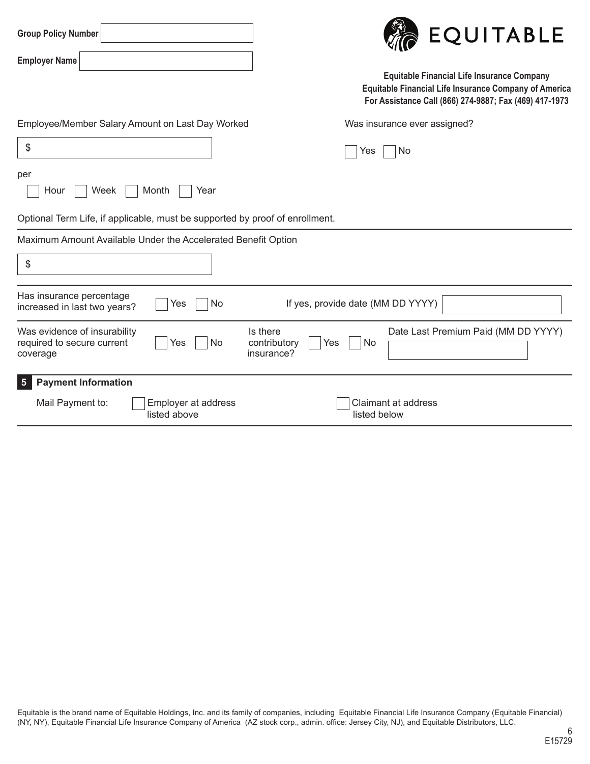**Group Policy Number** 

**Employer Name** 

EQUITABLE

**Equitable Financial Life Insurance Company**
**Equitable Financial Life Insurance Company of America**
**For Assistance Call (866) 274-9887; Fax (469) 417-1973**

Employee/Member Salary Amount on Last Day Worked

$

per

☐ Hour ☐ Week ☐ Month ☐ Year

Was insurance ever assigned?

☐ Yes ☐ No

Optional Term Life, if applicable, must be supported by proof of enrollment.

---

Maximum Amount Available Under the Accelerated Benefit Option

$

---

Has insurance percentage increased in last two years? ☐ Yes ☐ No

If yes, provide date (MM DD YYYY) 

---

Was evidence of insurability required to secure current coverage ☐ Yes ☐ No

Is there contributory insurance? ☐ Yes ☐ No

Date Last Premium Paid (MM DD YYYY)

---

## 5 Payment Information

Mail Payment to: ☐ Employer at address listed above ☐ Claimant at address listed below

---

Equitable is the brand name of Equitable Holdings, Inc. and its family of companies, including Equitable Financial Life Insurance Company (Equitable Financial) (NY, NY), Equitable Financial Life Insurance Company of America (AZ stock corp., admin. office: Jersey City, NJ), and Equitable Distributors, LLC.

E15729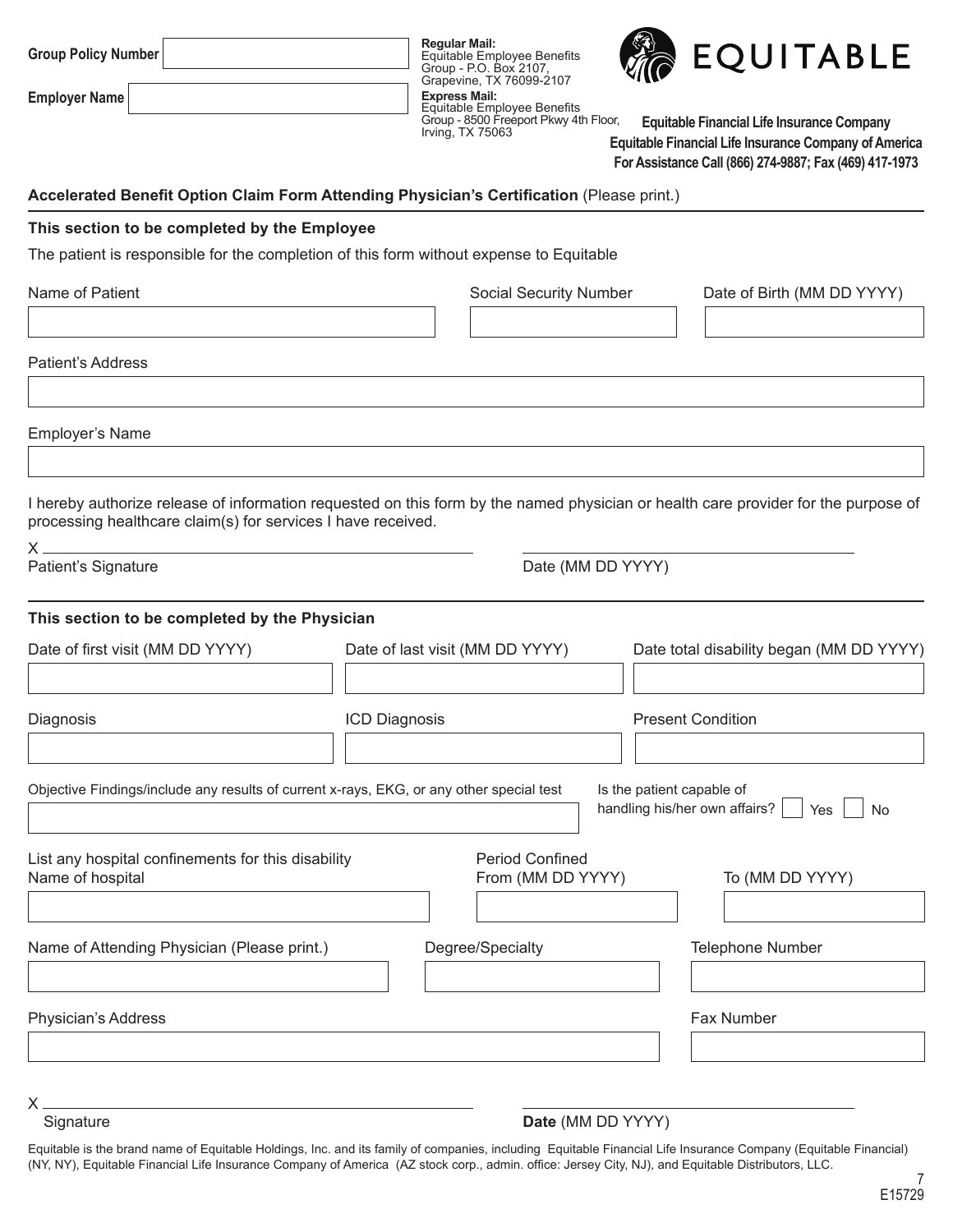**Group Policy Number** 

**Employer Name** 

**Regular Mail:**
Equitable Employee Benefits Group - P.O. Box 2107, Grapevine, TX 76099-2107

**Express Mail:**
Equitable Employee Benefits Group - 8500 Freeport Pkwy 4th Floor, Irving, TX 75063

EQUITABLE

**Equitable Financial Life Insurance Company**
**Equitable Financial Life Insurance Company of America**
**For Assistance Call (866) 274-9887; Fax (469) 417-1973**

## Accelerated Benefit Option Claim Form Attending Physician's Certification (Please print.)

### This section to be completed by the Employee

The patient is responsible for the completion of this form without expense to Equitable

Name of Patient

Social Security Number

Date of Birth (MM DD YYYY)

Patient's Address

Employer's Name

I hereby authorize release of information requested on this form by the named physician or health care provider for the purpose of processing healthcare claim(s) for services I have received.

X ______________________________

Patient's Signature

______________________________

Date (MM DD YYYY)

### This section to be completed by the Physician

Date of first visit (MM DD YYYY)

Date of last visit (MM DD YYYY)

Date total disability began (MM DD YYYY)

Diagnosis

ICD Diagnosis

Present Condition

Objective Findings/include any results of current x-rays, EKG, or any other special test

Is the patient capable of handling his/her own affairs? ☐ Yes ☐ No

List any hospital confinements for this disability

Name of hospital

Period Confined

From (MM DD YYYY)

To (MM DD YYYY)

Name of Attending Physician (Please print.)

Degree/Specialty

Telephone Number

Physician's Address

Fax Number

X ______________________________

Signature

______________________________

**Date** (MM DD YYYY)

Equitable is the brand name of Equitable Holdings, Inc. and its family of companies, including Equitable Financial Life Insurance Company (Equitable Financial) (NY, NY), Equitable Financial Life Insurance Company of America (AZ stock corp., admin. office: Jersey City, NJ), and Equitable Distributors, LLC.

E15729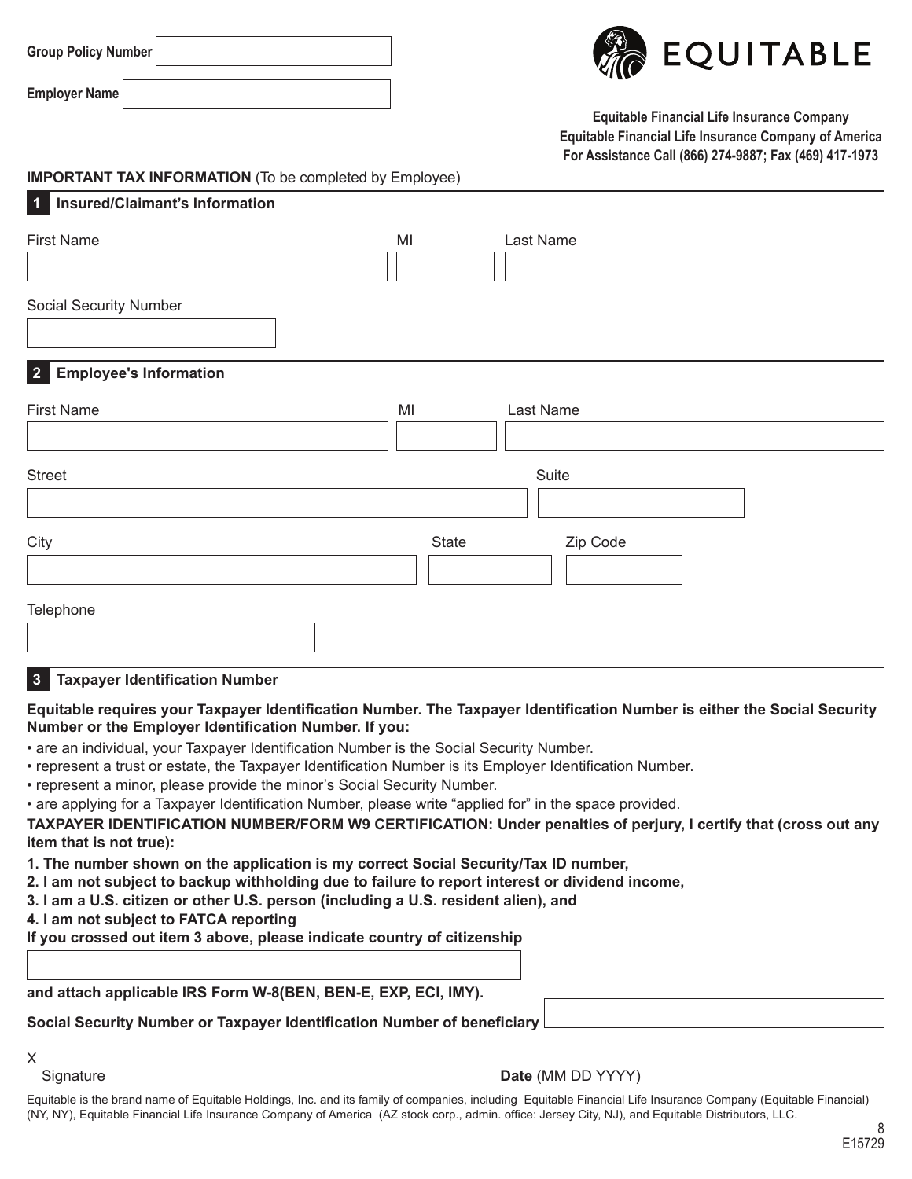Group Policy Number

Employer Name

**Equitable Financial Life Insurance Company**
**Equitable Financial Life Insurance Company of America**
**For Assistance Call (866) 274-9887; Fax (469) 417-1973**

**IMPORTANT TAX INFORMATION** (To be completed by Employee)

## 1 Insured/Claimant's Information

First Name | MI | Last Name

Social Security Number

## 2 Employee's Information

First Name | MI | Last Name

Street | Suite

City | State | Zip Code

Telephone

## 3 Taxpayer Identification Number

**Equitable requires your Taxpayer Identification Number. The Taxpayer Identification Number is either the Social Security Number or the Employer Identification Number. If you:**

- are an individual, your Taxpayer Identification Number is the Social Security Number.
- represent a trust or estate, the Taxpayer Identification Number is its Employer Identification Number.
- represent a minor, please provide the minor's Social Security Number.
- are applying for a Taxpayer Identification Number, please write "applied for" in the space provided.

**TAXPAYER IDENTIFICATION NUMBER/FORM W9 CERTIFICATION: Under penalties of perjury, I certify that (cross out any item that is not true):**

**1. The number shown on the application is my correct Social Security/Tax ID number,**
**2. I am not subject to backup withholding due to failure to report interest or dividend income,**
**3. I am a U.S. citizen or other U.S. person (including a U.S. resident alien), and**
**4. I am not subject to FATCA reporting**

**If you crossed out item 3 above, please indicate country of citizenship**

**and attach applicable IRS Form W-8(BEN, BEN-E, EXP, ECI, IMY).**

**Social Security Number or Taxpayer Identification Number of beneficiary**

X ______________________________
Signature

**Date** (MM DD YYYY)

Equitable is the brand name of Equitable Holdings, Inc. and its family of companies, including Equitable Financial Life Insurance Company (Equitable Financial) (NY, NY), Equitable Financial Life Insurance Company of America (AZ stock corp., admin. office: Jersey City, NJ), and Equitable Distributors, LLC.

E15729